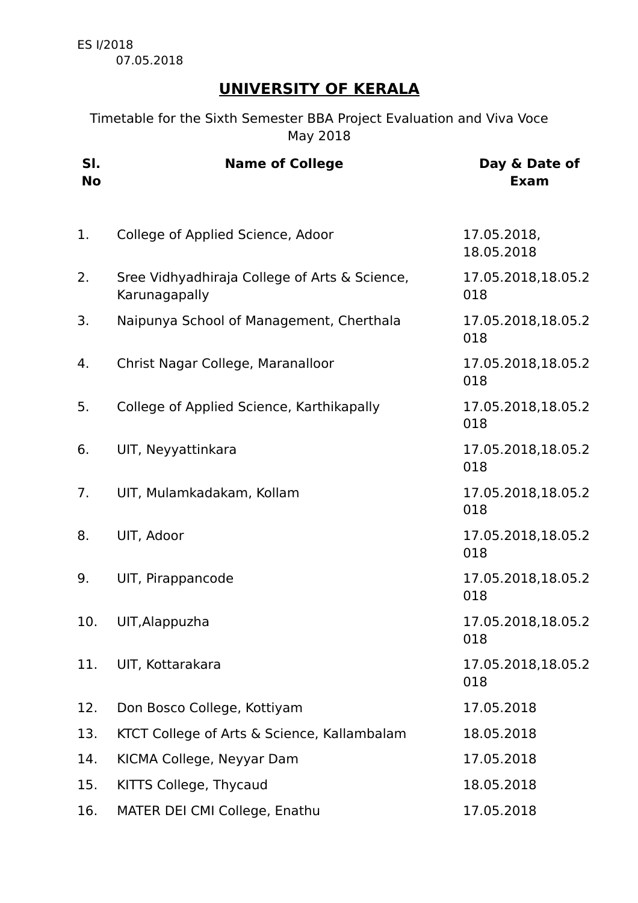ES I/2018
07.05.2018

# UNIVERSITY OF KERALA

Timetable for the Sixth Semester BBA Project Evaluation and Viva Voce May 2018

| Sl. No | Name of College | Day & Date of Exam |
|---|---|---|
| 1. | College of Applied Science, Adoor | 17.05.2018, 18.05.2018 |
| 2. | Sree Vidhyadhiraja College of Arts & Science, Karunagapally | 17.05.2018,18.05.2018 |
| 3. | Naipunya School of Management, Cherthala | 17.05.2018,18.05.2018 |
| 4. | Christ Nagar College, Maranalloor | 17.05.2018,18.05.2018 |
| 5. | College of Applied Science, Karthikapally | 17.05.2018,18.05.2018 |
| 6. | UIT, Neyyattinkara | 17.05.2018,18.05.2018 |
| 7. | UIT, Mulamkadakam, Kollam | 17.05.2018,18.05.2018 |
| 8. | UIT, Adoor | 17.05.2018,18.05.2018 |
| 9. | UIT, Pirappancode | 17.05.2018,18.05.2018 |
| 10. | UIT,Alappuzha | 17.05.2018,18.05.2018 |
| 11. | UIT, Kottarakara | 17.05.2018,18.05.2018 |
| 12. | Don Bosco College, Kottiyam | 17.05.2018 |
| 13. | KTCT College of Arts & Science, Kallambalam | 18.05.2018 |
| 14. | KICMA College, Neyyar Dam | 17.05.2018 |
| 15. | KITTS College, Thycaud | 18.05.2018 |
| 16. | MATER DEI CMI College, Enathu | 17.05.2018 |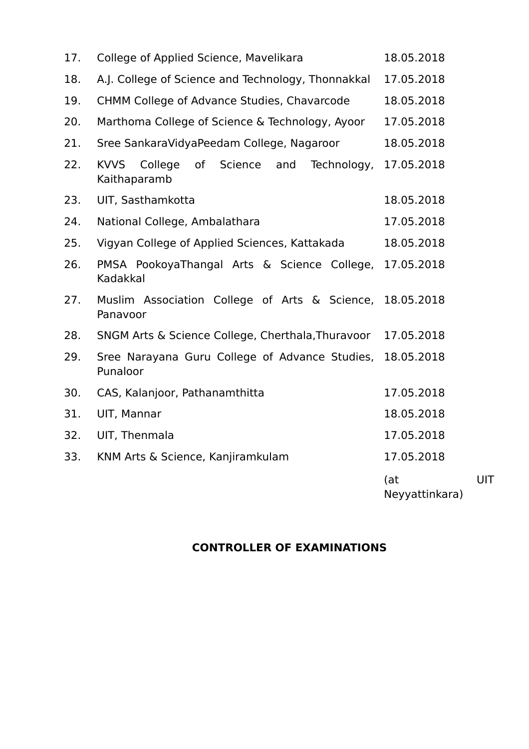| | | |
|---|---|---|
| 17. | College of Applied Science, Mavelikara | 18.05.2018 |
| 18. | A.J. College of Science and Technology, Thonnakkal | 17.05.2018 |
| 19. | CHMM College of Advance Studies, Chavarcode | 18.05.2018 |
| 20. | Marthoma College of Science & Technology, Ayoor | 17.05.2018 |
| 21. | Sree SankaraVidyaPeedam College, Nagaroor | 18.05.2018 |
| 22. | KVVS College of Science and Technology, Kaithaparamb | 17.05.2018 |
| 23. | UIT, Sasthamkotta | 18.05.2018 |
| 24. | National College, Ambalathara | 17.05.2018 |
| 25. | Vigyan College of Applied Sciences, Kattakada | 18.05.2018 |
| 26. | PMSA PookoyaThangal Arts & Science College, Kadakkal | 17.05.2018 |
| 27. | Muslim Association College of Arts & Science, Panavoor | 18.05.2018 |
| 28. | SNGM Arts & Science College, Cherthala,Thuravoor | 17.05.2018 |
| 29. | Sree Narayana Guru College of Advance Studies, Punaloor | 18.05.2018 |
| 30. | CAS, Kalanjoor, Pathanamthitta | 17.05.2018 |
| 31. | UIT, Mannar | 18.05.2018 |
| 32. | UIT, Thenmala | 17.05.2018 |
| 33. | KNM Arts & Science, Kanjiramkulam | 17.05.2018 (at UIT Neyyattinkara) |

**CONTROLLER OF EXAMINATIONS**